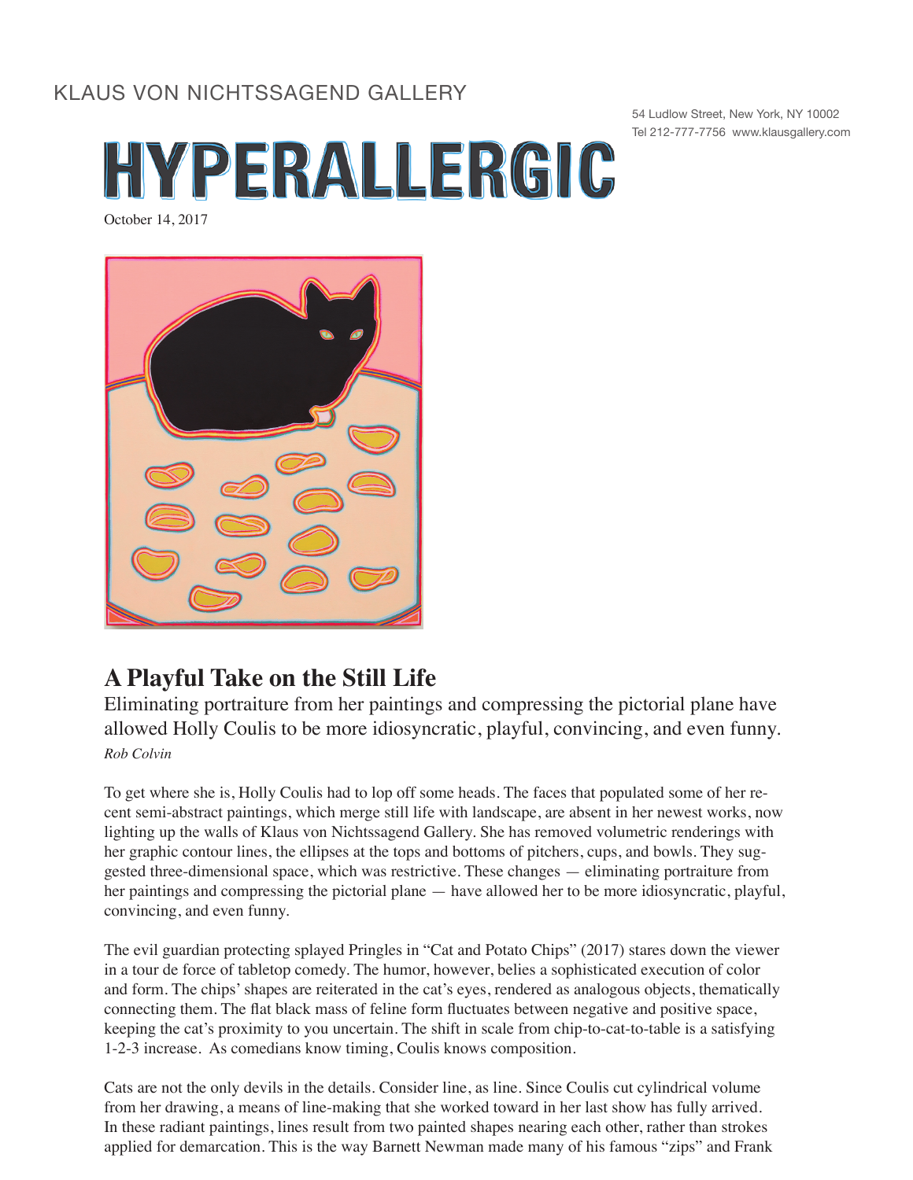KLAUS VON NICHTSSAGEND GALLERY

54 Ludlow Street, New York, NY 10002
Tel 212-777-7756 www.klausgallery.com

# HYPERALLERGIC

October 14, 2017

## A Playful Take on the Still Life

Eliminating portraiture from her paintings and compressing the pictorial plane have allowed Holly Coulis to be more idiosyncratic, playful, convincing, and even funny.

*Rob Colvin*

To get where she is, Holly Coulis had to lop off some heads. The faces that populated some of her recent semi-abstract paintings, which merge still life with landscape, are absent in her newest works, now lighting up the walls of Klaus von Nichtssagend Gallery. She has removed volumetric renderings with her graphic contour lines, the ellipses at the tops and bottoms of pitchers, cups, and bowls. They suggested three-dimensional space, which was restrictive. These changes — eliminating portraiture from her paintings and compressing the pictorial plane — have allowed her to be more idiosyncratic, playful, convincing, and even funny.

The evil guardian protecting splayed Pringles in "Cat and Potato Chips" (2017) stares down the viewer in a tour de force of tabletop comedy. The humor, however, belies a sophisticated execution of color and form. The chips' shapes are reiterated in the cat's eyes, rendered as analogous objects, thematically connecting them. The flat black mass of feline form fluctuates between negative and positive space, keeping the cat's proximity to you uncertain. The shift in scale from chip-to-cat-to-table is a satisfying 1-2-3 increase. As comedians know timing, Coulis knows composition.

Cats are not the only devils in the details. Consider line, as line. Since Coulis cut cylindrical volume from her drawing, a means of line-making that she worked toward in her last show has fully arrived. In these radiant paintings, lines result from two painted shapes nearing each other, rather than strokes applied for demarcation. This is the way Barnett Newman made many of his famous "zips" and Frank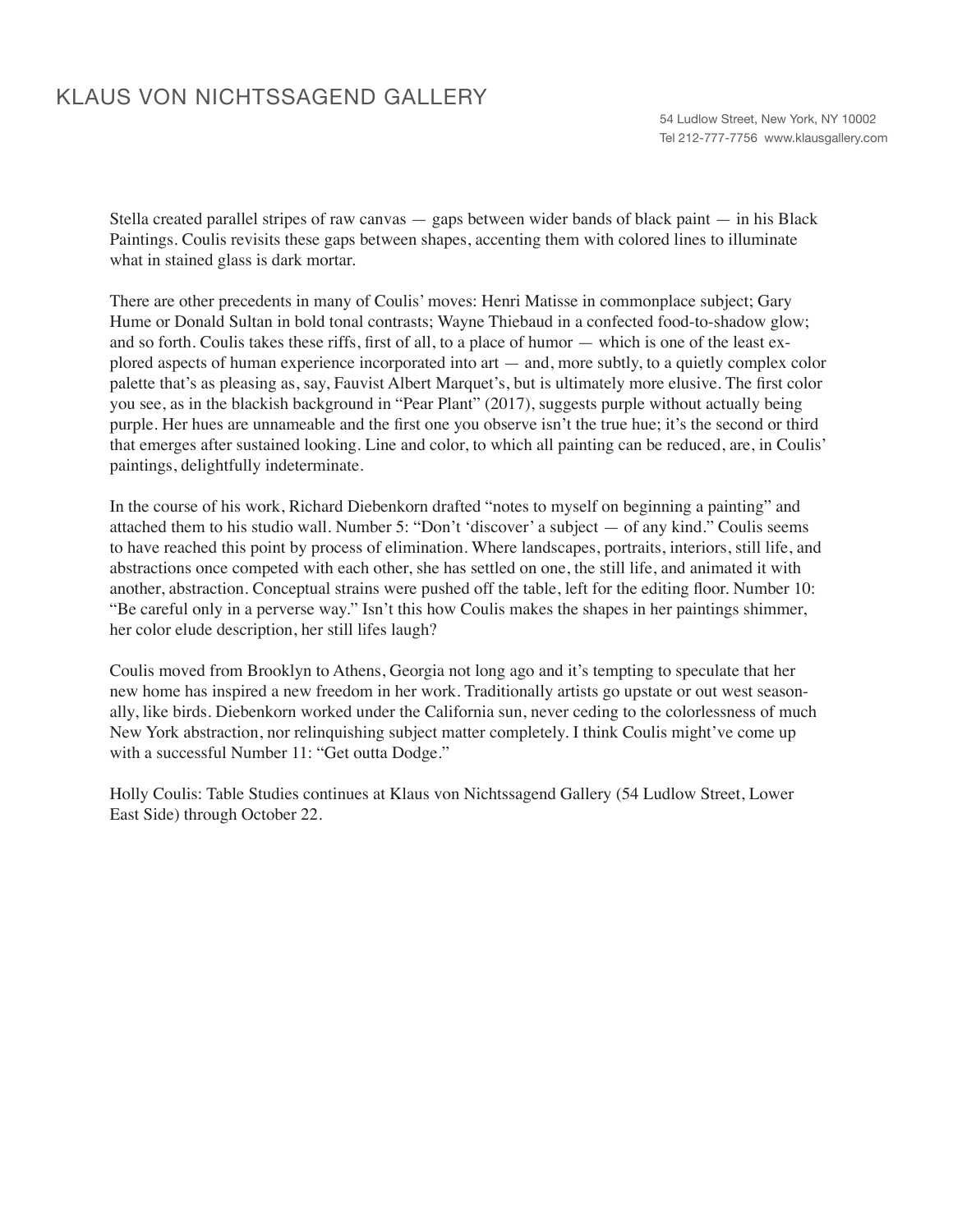Stella created parallel stripes of raw canvas — gaps between wider bands of black paint — in his Black Paintings. Coulis revisits these gaps between shapes, accenting them with colored lines to illuminate what in stained glass is dark mortar.

There are other precedents in many of Coulis' moves: Henri Matisse in commonplace subject; Gary Hume or Donald Sultan in bold tonal contrasts; Wayne Thiebaud in a confected food-to-shadow glow; and so forth. Coulis takes these riffs, first of all, to a place of humor — which is one of the least explored aspects of human experience incorporated into art — and, more subtly, to a quietly complex color palette that's as pleasing as, say, Fauvist Albert Marquet's, but is ultimately more elusive. The first color you see, as in the blackish background in "Pear Plant" (2017), suggests purple without actually being purple. Her hues are unnameable and the first one you observe isn't the true hue; it's the second or third that emerges after sustained looking. Line and color, to which all painting can be reduced, are, in Coulis' paintings, delightfully indeterminate.

In the course of his work, Richard Diebenkorn drafted "notes to myself on beginning a painting" and attached them to his studio wall. Number 5: "Don't 'discover' a subject — of any kind." Coulis seems to have reached this point by process of elimination. Where landscapes, portraits, interiors, still life, and abstractions once competed with each other, she has settled on one, the still life, and animated it with another, abstraction. Conceptual strains were pushed off the table, left for the editing floor. Number 10: "Be careful only in a perverse way." Isn't this how Coulis makes the shapes in her paintings shimmer, her color elude description, her still lifes laugh?

Coulis moved from Brooklyn to Athens, Georgia not long ago and it's tempting to speculate that her new home has inspired a new freedom in her work. Traditionally artists go upstate or out west seasonally, like birds. Diebenkorn worked under the California sun, never ceding to the colorlessness of much New York abstraction, nor relinquishing subject matter completely. I think Coulis might've come up with a successful Number 11: "Get outta Dodge."

Holly Coulis: Table Studies continues at Klaus von Nichtssagend Gallery (54 Ludlow Street, Lower East Side) through October 22.